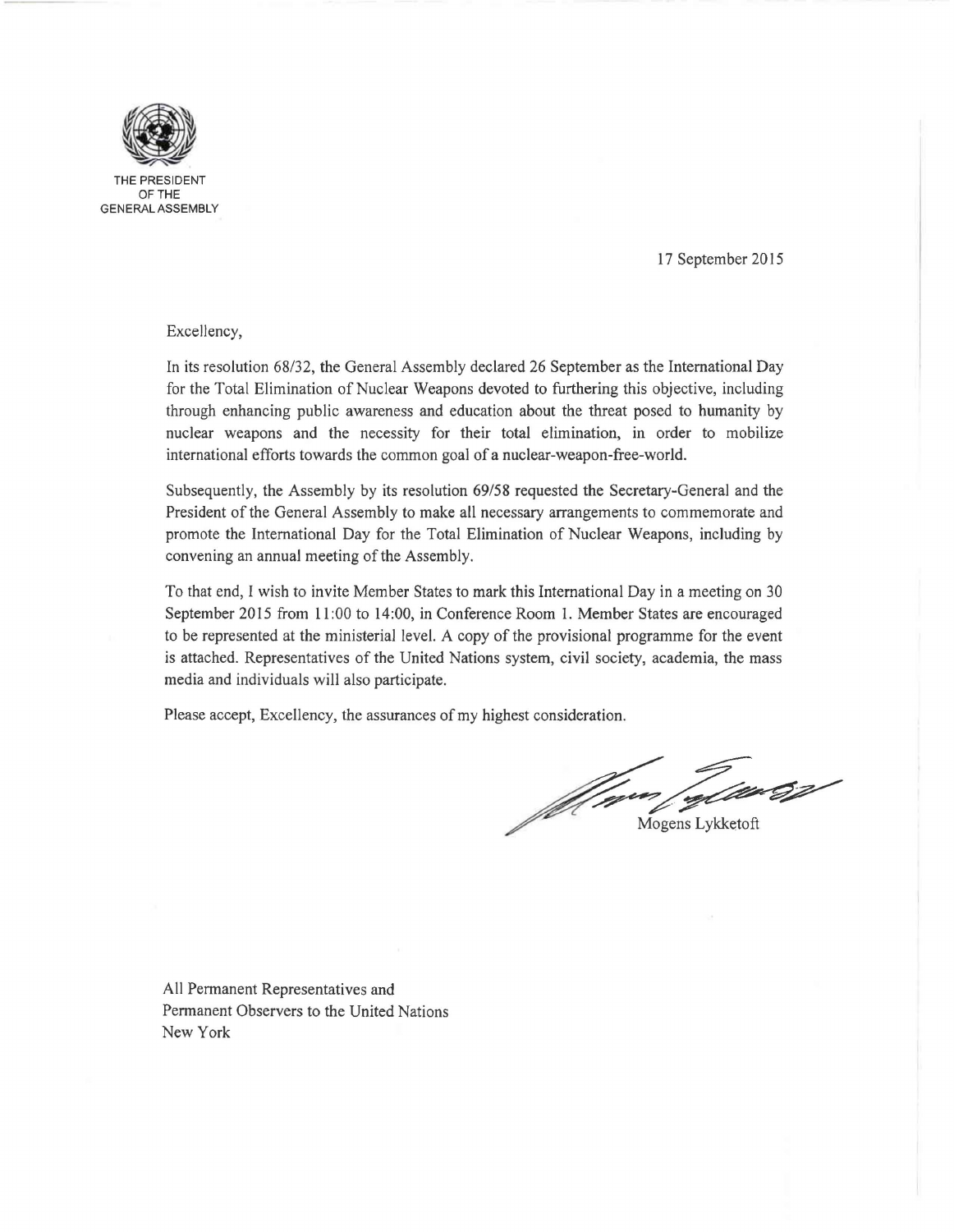THE PRESIDENT
OF THE
GENERAL ASSEMBLY

17 September 2015

Excellency,

In its resolution 68/32, the General Assembly declared 26 September as the International Day for the Total Elimination of Nuclear Weapons devoted to furthering this objective, including through enhancing public awareness and education about the threat posed to humanity by nuclear weapons and the necessity for their total elimination, in order to mobilize international efforts towards the common goal of a nuclear-weapon-free-world.

Subsequently, the Assembly by its resolution 69/58 requested the Secretary-General and the President of the General Assembly to make all necessary arrangements to commemorate and promote the International Day for the Total Elimination of Nuclear Weapons, including by convening an annual meeting of the Assembly.

To that end, I wish to invite Member States to mark this International Day in a meeting on 30 September 2015 from 11:00 to 14:00, in Conference Room 1. Member States are encouraged to be represented at the ministerial level. A copy of the provisional programme for the event is attached. Representatives of the United Nations system, civil society, academia, the mass media and individuals will also participate.

Please accept, Excellency, the assurances of my highest consideration.

Mogens Lykketoft

All Permanent Representatives and
Permanent Observers to the United Nations
New York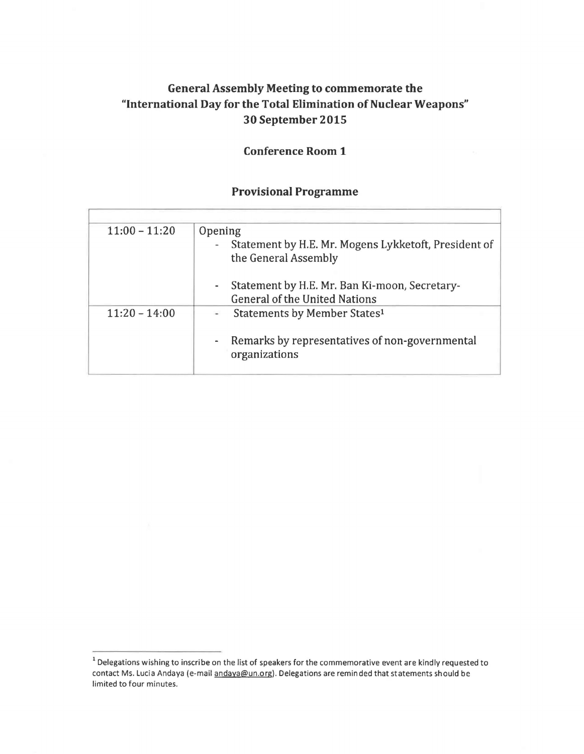## General Assembly Meeting to commemorate the "International Day for the Total Elimination of Nuclear Weapons" 30 September 2015

### Conference Room 1

### Provisional Programme

| | |
|---|---|
| 11:00 – 11:20 | Opening<br>- Statement by H.E. Mr. Mogens Lykketoft, President of the General Assembly<br>- Statement by H.E. Mr. Ban Ki-moon, Secretary-General of the United Nations |
| 11:20 – 14:00 | - Statements by Member States[1]<br>- Remarks by representatives of non-governmental organizations |

[1] Delegations wishing to inscribe on the list of speakers for the commemorative event are kindly requested to contact Ms. Lucia Andaya (e-mail andaya@un.org). Delegations are reminded that statements should be limited to four minutes.